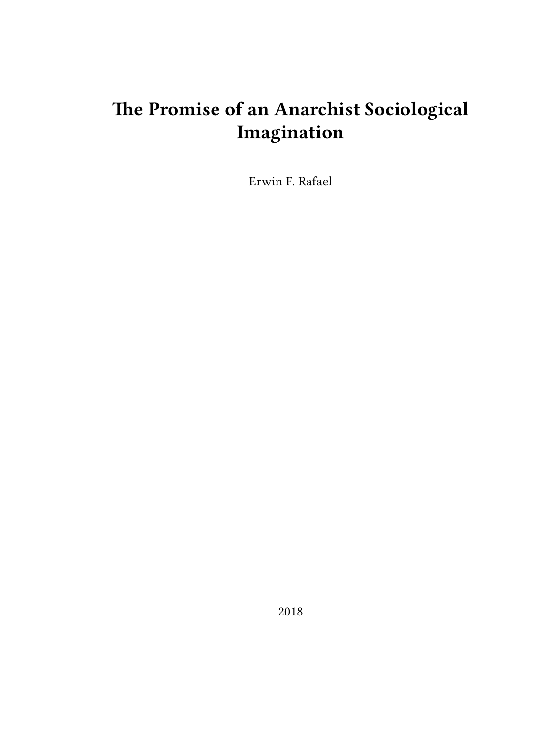# The Promise of an Anarchist Sociological Imagination

Erwin F. Rafael

2018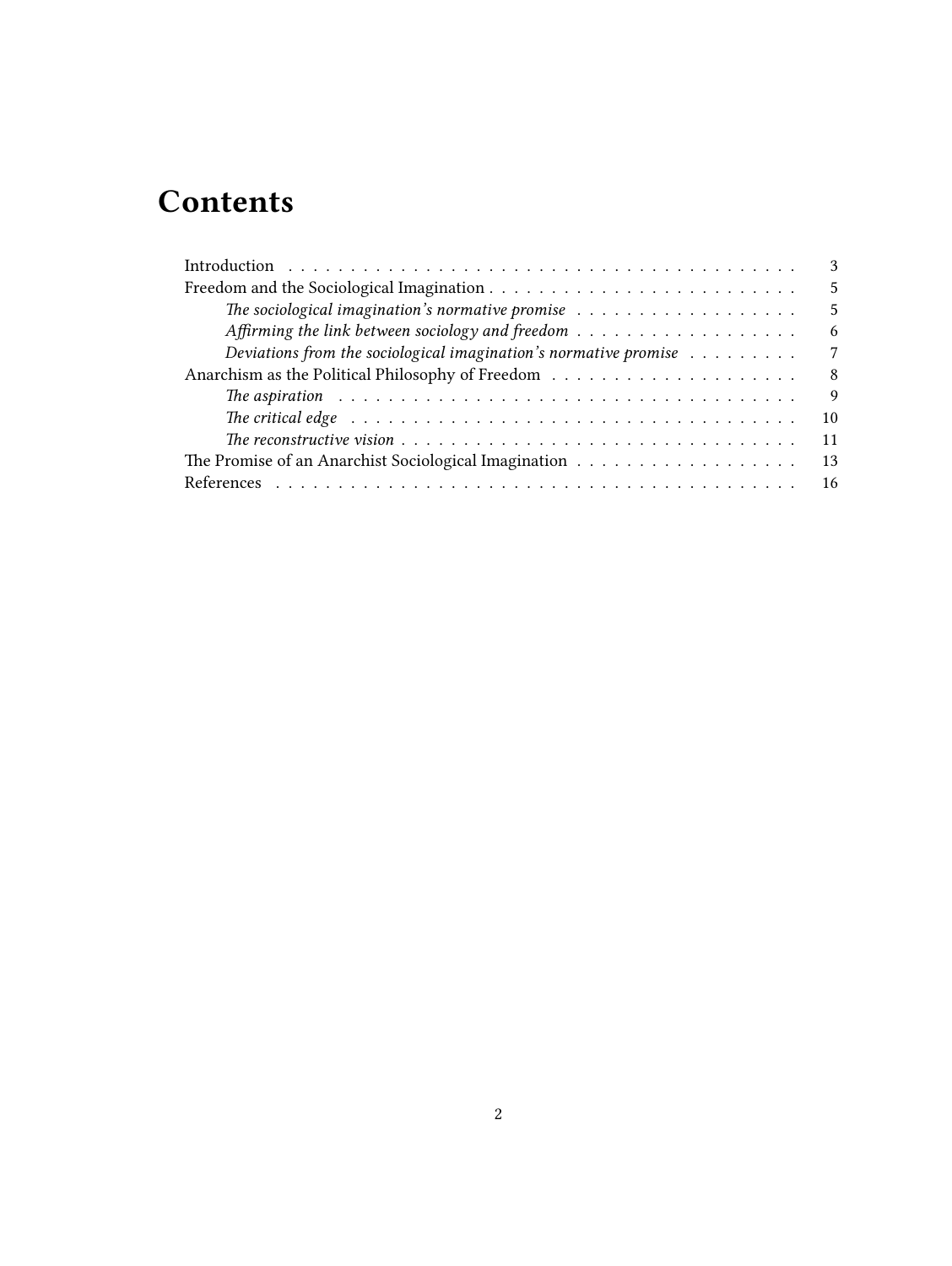# Contents

- Introduction . . . 3
- Freedom and the Sociological Imagination . . . 5
  - *The sociological imagination's normative promise* . . . 5
  - *Affirming the link between sociology and freedom* . . . 6
  - *Deviations from the sociological imagination's normative promise* . . . 7
- Anarchism as the Political Philosophy of Freedom . . . 8
  - *The aspiration* . . . 9
  - *The critical edge* . . . 10
  - *The reconstructive vision* . . . 11
- The Promise of an Anarchist Sociological Imagination . . . 13
- References . . . 16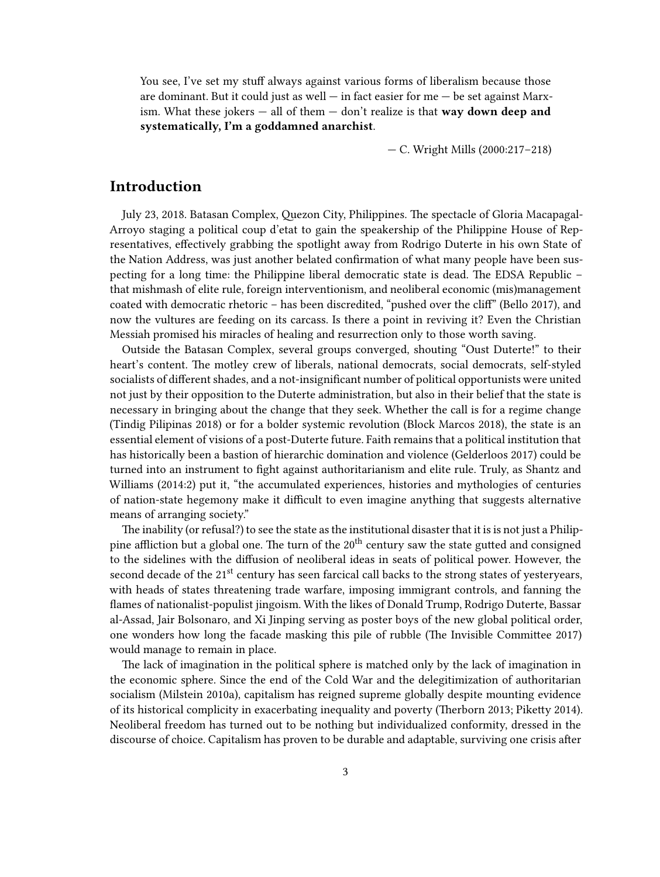> You see, I've set my stuff always against various forms of liberalism because those are dominant. But it could just as well — in fact easier for me — be set against Marxism. What these jokers — all of them — don't realize is that **way down deep and systematically, I'm a goddamned anarchist**.
>
> — C. Wright Mills (2000:217–218)

## Introduction

July 23, 2018. Batasan Complex, Quezon City, Philippines. The spectacle of Gloria Macapagal-Arroyo staging a political coup d'etat to gain the speakership of the Philippine House of Representatives, effectively grabbing the spotlight away from Rodrigo Duterte in his own State of the Nation Address, was just another belated confirmation of what many people have been suspecting for a long time: the Philippine liberal democratic state is dead. The EDSA Republic – that mishmash of elite rule, foreign interventionism, and neoliberal economic (mis)management coated with democratic rhetoric – has been discredited, "pushed over the cliff" (Bello 2017), and now the vultures are feeding on its carcass. Is there a point in reviving it? Even the Christian Messiah promised his miracles of healing and resurrection only to those worth saving.

Outside the Batasan Complex, several groups converged, shouting "Oust Duterte!" to their heart's content. The motley crew of liberals, national democrats, social democrats, self-styled socialists of different shades, and a not-insignificant number of political opportunists were united not just by their opposition to the Duterte administration, but also in their belief that the state is necessary in bringing about the change that they seek. Whether the call is for a regime change (Tindig Pilipinas 2018) or for a bolder systemic revolution (Block Marcos 2018), the state is an essential element of visions of a post-Duterte future. Faith remains that a political institution that has historically been a bastion of hierarchic domination and violence (Gelderloos 2017) could be turned into an instrument to fight against authoritarianism and elite rule. Truly, as Shantz and Williams (2014:2) put it, "the accumulated experiences, histories and mythologies of centuries of nation-state hegemony make it difficult to even imagine anything that suggests alternative means of arranging society."

The inability (or refusal?) to see the state as the institutional disaster that it is is not just a Philippine affliction but a global one. The turn of the 20th century saw the state gutted and consigned to the sidelines with the diffusion of neoliberal ideas in seats of political power. However, the second decade of the 21st century has seen farcical call backs to the strong states of yesteryears, with heads of states threatening trade warfare, imposing immigrant controls, and fanning the flames of nationalist-populist jingoism. With the likes of Donald Trump, Rodrigo Duterte, Bassar al-Assad, Jair Bolsonaro, and Xi Jinping serving as poster boys of the new global political order, one wonders how long the facade masking this pile of rubble (The Invisible Committee 2017) would manage to remain in place.

The lack of imagination in the political sphere is matched only by the lack of imagination in the economic sphere. Since the end of the Cold War and the delegitimization of authoritarian socialism (Milstein 2010a), capitalism has reigned supreme globally despite mounting evidence of its historical complicity in exacerbating inequality and poverty (Therborn 2013; Piketty 2014). Neoliberal freedom has turned out to be nothing but individualized conformity, dressed in the discourse of choice. Capitalism has proven to be durable and adaptable, surviving one crisis after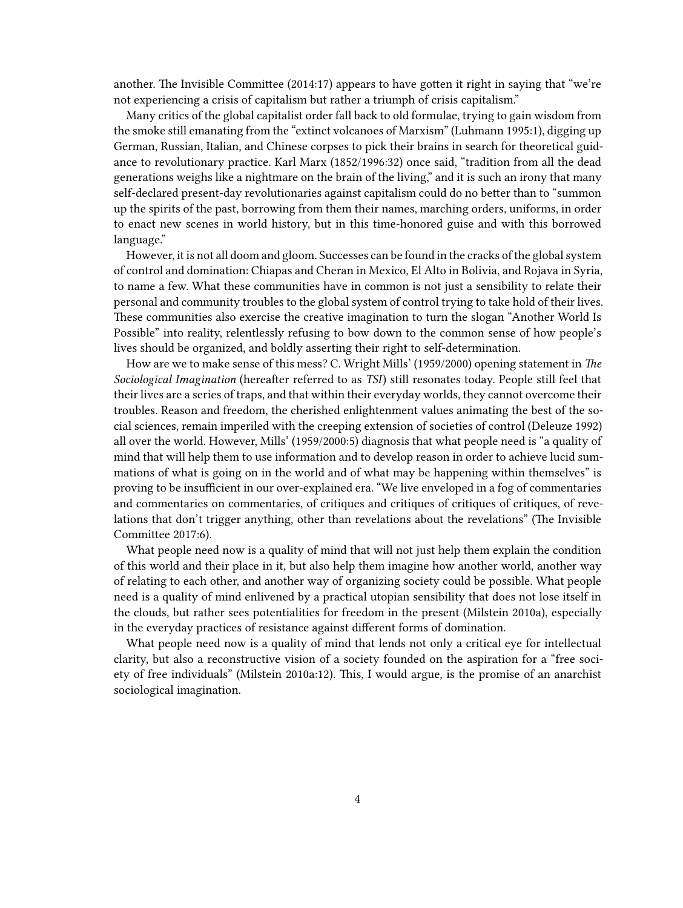another. The Invisible Committee (2014:17) appears to have gotten it right in saying that "we're not experiencing a crisis of capitalism but rather a triumph of crisis capitalism."

Many critics of the global capitalist order fall back to old formulae, trying to gain wisdom from the smoke still emanating from the "extinct volcanoes of Marxism" (Luhmann 1995:1), digging up German, Russian, Italian, and Chinese corpses to pick their brains in search for theoretical guidance to revolutionary practice. Karl Marx (1852/1996:32) once said, "tradition from all the dead generations weighs like a nightmare on the brain of the living," and it is such an irony that many self-declared present-day revolutionaries against capitalism could do no better than to "summon up the spirits of the past, borrowing from them their names, marching orders, uniforms, in order to enact new scenes in world history, but in this time-honored guise and with this borrowed language."

However, it is not all doom and gloom. Successes can be found in the cracks of the global system of control and domination: Chiapas and Cheran in Mexico, El Alto in Bolivia, and Rojava in Syria, to name a few. What these communities have in common is not just a sensibility to relate their personal and community troubles to the global system of control trying to take hold of their lives. These communities also exercise the creative imagination to turn the slogan "Another World Is Possible" into reality, relentlessly refusing to bow down to the common sense of how people's lives should be organized, and boldly asserting their right to self-determination.

How are we to make sense of this mess? C. Wright Mills' (1959/2000) opening statement in *The Sociological Imagination* (hereafter referred to as *TSI*) still resonates today. People still feel that their lives are a series of traps, and that within their everyday worlds, they cannot overcome their troubles. Reason and freedom, the cherished enlightenment values animating the best of the social sciences, remain imperiled with the creeping extension of societies of control (Deleuze 1992) all over the world. However, Mills' (1959/2000:5) diagnosis that what people need is "a quality of mind that will help them to use information and to develop reason in order to achieve lucid summations of what is going on in the world and of what may be happening within themselves" is proving to be insufficient in our over-explained era. "We live enveloped in a fog of commentaries and commentaries on commentaries, of critiques and critiques of critiques of critiques, of revelations that don't trigger anything, other than revelations about the revelations" (The Invisible Committee 2017:6).

What people need now is a quality of mind that will not just help them explain the condition of this world and their place in it, but also help them imagine how another world, another way of relating to each other, and another way of organizing society could be possible. What people need is a quality of mind enlivened by a practical utopian sensibility that does not lose itself in the clouds, but rather sees potentialities for freedom in the present (Milstein 2010a), especially in the everyday practices of resistance against different forms of domination.

What people need now is a quality of mind that lends not only a critical eye for intellectual clarity, but also a reconstructive vision of a society founded on the aspiration for a "free society of free individuals" (Milstein 2010a:12). This, I would argue, is the promise of an anarchist sociological imagination.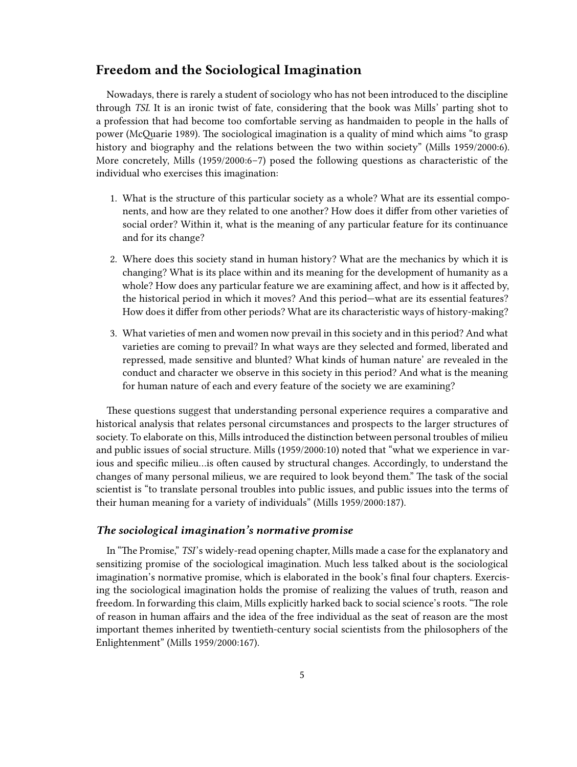## Freedom and the Sociological Imagination

Nowadays, there is rarely a student of sociology who has not been introduced to the discipline through *TSI*. It is an ironic twist of fate, considering that the book was Mills' parting shot to a profession that had become too comfortable serving as handmaiden to people in the halls of power (McQuarie 1989). The sociological imagination is a quality of mind which aims "to grasp history and biography and the relations between the two within society" (Mills 1959/2000:6). More concretely, Mills (1959/2000:6–7) posed the following questions as characteristic of the individual who exercises this imagination:

1. What is the structure of this particular society as a whole? What are its essential components, and how are they related to one another? How does it differ from other varieties of social order? Within it, what is the meaning of any particular feature for its continuance and for its change?

2. Where does this society stand in human history? What are the mechanics by which it is changing? What is its place within and its meaning for the development of humanity as a whole? How does any particular feature we are examining affect, and how is it affected by, the historical period in which it moves? And this period—what are its essential features? How does it differ from other periods? What are its characteristic ways of history-making?

3. What varieties of men and women now prevail in this society and in this period? And what varieties are coming to prevail? In what ways are they selected and formed, liberated and repressed, made sensitive and blunted? What kinds of human nature' are revealed in the conduct and character we observe in this society in this period? And what is the meaning for human nature of each and every feature of the society we are examining?

These questions suggest that understanding personal experience requires a comparative and historical analysis that relates personal circumstances and prospects to the larger structures of society. To elaborate on this, Mills introduced the distinction between personal troubles of milieu and public issues of social structure. Mills (1959/2000:10) noted that "what we experience in various and specific milieu…is often caused by structural changes. Accordingly, to understand the changes of many personal milieus, we are required to look beyond them." The task of the social scientist is "to translate personal troubles into public issues, and public issues into the terms of their human meaning for a variety of individuals" (Mills 1959/2000:187).

### *The sociological imagination's normative promise*

In "The Promise," *TSI*'s widely-read opening chapter, Mills made a case for the explanatory and sensitizing promise of the sociological imagination. Much less talked about is the sociological imagination's normative promise, which is elaborated in the book's final four chapters. Exercising the sociological imagination holds the promise of realizing the values of truth, reason and freedom. In forwarding this claim, Mills explicitly harked back to social science's roots. "The role of reason in human affairs and the idea of the free individual as the seat of reason are the most important themes inherited by twentieth-century social scientists from the philosophers of the Enlightenment" (Mills 1959/2000:167).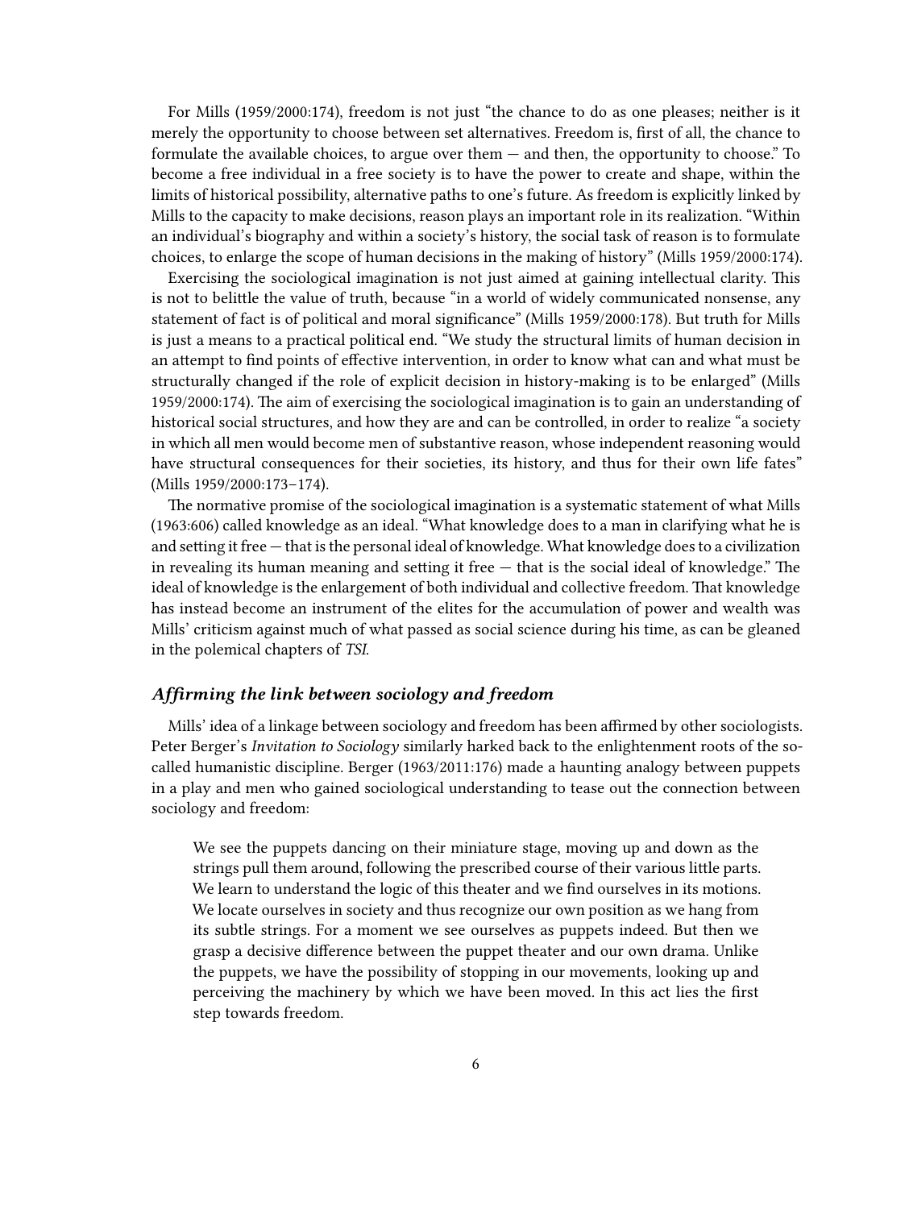For Mills (1959/2000:174), freedom is not just "the chance to do as one pleases; neither is it merely the opportunity to choose between set alternatives. Freedom is, first of all, the chance to formulate the available choices, to argue over them — and then, the opportunity to choose." To become a free individual in a free society is to have the power to create and shape, within the limits of historical possibility, alternative paths to one's future. As freedom is explicitly linked by Mills to the capacity to make decisions, reason plays an important role in its realization. "Within an individual's biography and within a society's history, the social task of reason is to formulate choices, to enlarge the scope of human decisions in the making of history" (Mills 1959/2000:174).

Exercising the sociological imagination is not just aimed at gaining intellectual clarity. This is not to belittle the value of truth, because "in a world of widely communicated nonsense, any statement of fact is of political and moral significance" (Mills 1959/2000:178). But truth for Mills is just a means to a practical political end. "We study the structural limits of human decision in an attempt to find points of effective intervention, in order to know what can and what must be structurally changed if the role of explicit decision in history-making is to be enlarged" (Mills 1959/2000:174). The aim of exercising the sociological imagination is to gain an understanding of historical social structures, and how they are and can be controlled, in order to realize "a society in which all men would become men of substantive reason, whose independent reasoning would have structural consequences for their societies, its history, and thus for their own life fates" (Mills 1959/2000:173–174).

The normative promise of the sociological imagination is a systematic statement of what Mills (1963:606) called knowledge as an ideal. "What knowledge does to a man in clarifying what he is and setting it free — that is the personal ideal of knowledge. What knowledge does to a civilization in revealing its human meaning and setting it free — that is the social ideal of knowledge." The ideal of knowledge is the enlargement of both individual and collective freedom. That knowledge has instead become an instrument of the elites for the accumulation of power and wealth was Mills' criticism against much of what passed as social science during his time, as can be gleaned in the polemical chapters of *TSI*.

### *Affirming the link between sociology and freedom*

Mills' idea of a linkage between sociology and freedom has been affirmed by other sociologists. Peter Berger's *Invitation to Sociology* similarly harked back to the enlightenment roots of the so-called humanistic discipline. Berger (1963/2011:176) made a haunting analogy between puppets in a play and men who gained sociological understanding to tease out the connection between sociology and freedom:

> We see the puppets dancing on their miniature stage, moving up and down as the strings pull them around, following the prescribed course of their various little parts. We learn to understand the logic of this theater and we find ourselves in its motions. We locate ourselves in society and thus recognize our own position as we hang from its subtle strings. For a moment we see ourselves as puppets indeed. But then we grasp a decisive difference between the puppet theater and our own drama. Unlike the puppets, we have the possibility of stopping in our movements, looking up and perceiving the machinery by which we have been moved. In this act lies the first step towards freedom.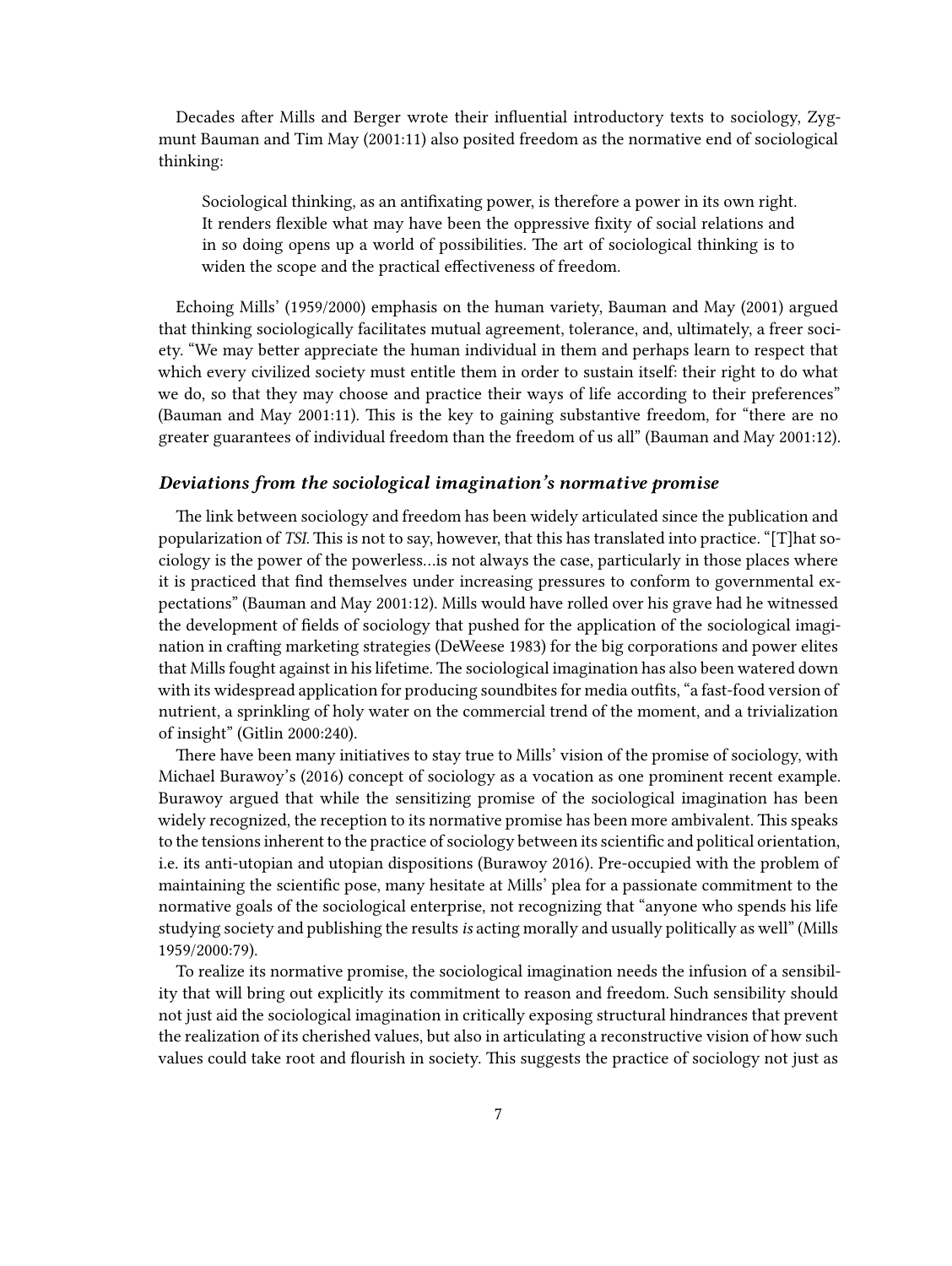Decades after Mills and Berger wrote their influential introductory texts to sociology, Zygmunt Bauman and Tim May (2001:11) also posited freedom as the normative end of sociological thinking:

> Sociological thinking, as an antifixating power, is therefore a power in its own right. It renders flexible what may have been the oppressive fixity of social relations and in so doing opens up a world of possibilities. The art of sociological thinking is to widen the scope and the practical effectiveness of freedom.

Echoing Mills' (1959/2000) emphasis on the human variety, Bauman and May (2001) argued that thinking sociologically facilitates mutual agreement, tolerance, and, ultimately, a freer society. "We may better appreciate the human individual in them and perhaps learn to respect that which every civilized society must entitle them in order to sustain itself: their right to do what we do, so that they may choose and practice their ways of life according to their preferences" (Bauman and May 2001:11). This is the key to gaining substantive freedom, for "there are no greater guarantees of individual freedom than the freedom of us all" (Bauman and May 2001:12).

### *Deviations from the sociological imagination's normative promise*

The link between sociology and freedom has been widely articulated since the publication and popularization of *TSI*. This is not to say, however, that this has translated into practice. "[T]hat sociology is the power of the powerless…is not always the case, particularly in those places where it is practiced that find themselves under increasing pressures to conform to governmental expectations" (Bauman and May 2001:12). Mills would have rolled over his grave had he witnessed the development of fields of sociology that pushed for the application of the sociological imagination in crafting marketing strategies (DeWeese 1983) for the big corporations and power elites that Mills fought against in his lifetime. The sociological imagination has also been watered down with its widespread application for producing soundbites for media outfits, "a fast-food version of nutrient, a sprinkling of holy water on the commercial trend of the moment, and a trivialization of insight" (Gitlin 2000:240).

There have been many initiatives to stay true to Mills' vision of the promise of sociology, with Michael Burawoy's (2016) concept of sociology as a vocation as one prominent recent example. Burawoy argued that while the sensitizing promise of the sociological imagination has been widely recognized, the reception to its normative promise has been more ambivalent. This speaks to the tensions inherent to the practice of sociology between its scientific and political orientation, i.e. its anti-utopian and utopian dispositions (Burawoy 2016). Pre-occupied with the problem of maintaining the scientific pose, many hesitate at Mills' plea for a passionate commitment to the normative goals of the sociological enterprise, not recognizing that "anyone who spends his life studying society and publishing the results *is* acting morally and usually politically as well" (Mills 1959/2000:79).

To realize its normative promise, the sociological imagination needs the infusion of a sensibility that will bring out explicitly its commitment to reason and freedom. Such sensibility should not just aid the sociological imagination in critically exposing structural hindrances that prevent the realization of its cherished values, but also in articulating a reconstructive vision of how such values could take root and flourish in society. This suggests the practice of sociology not just as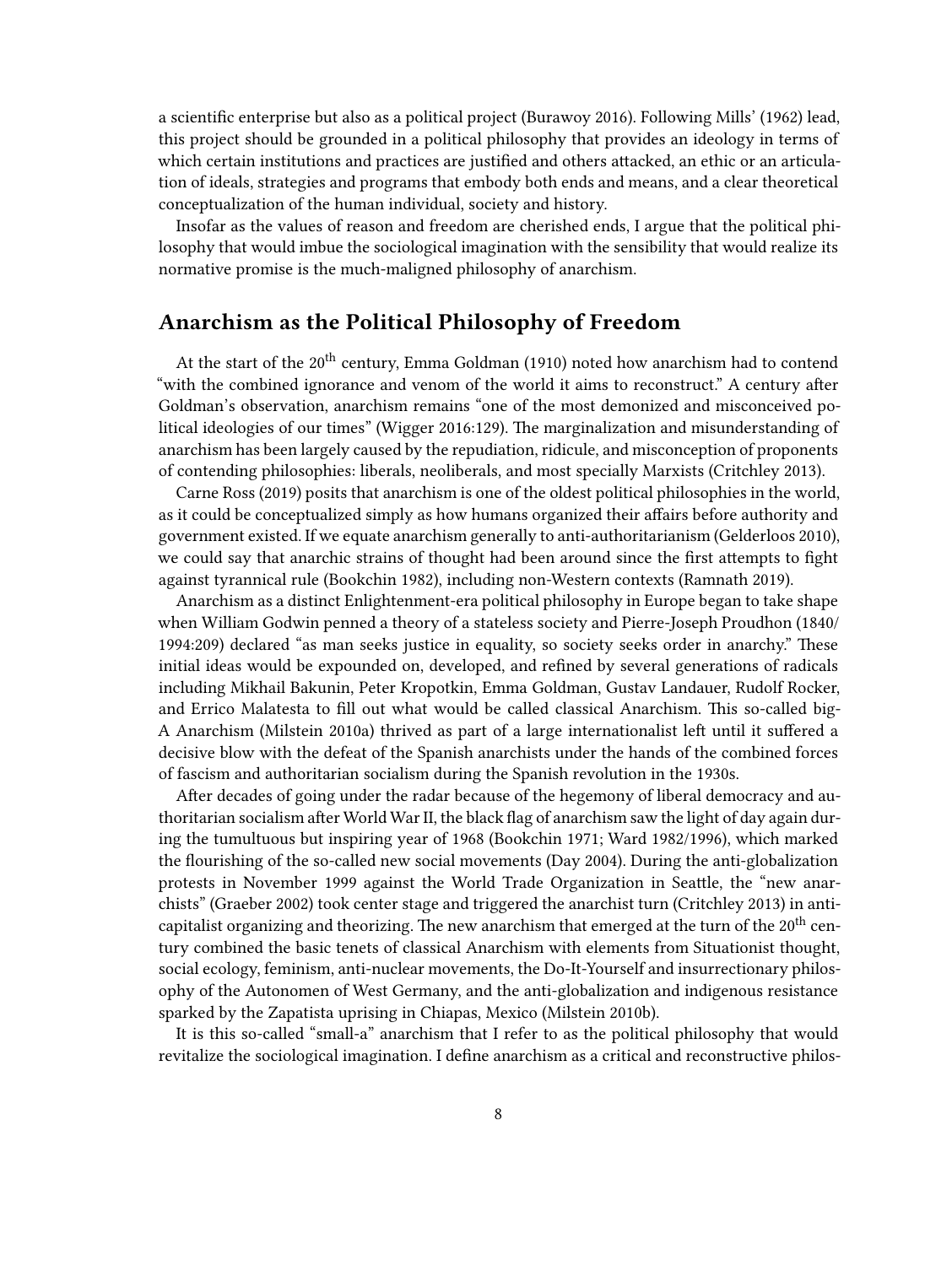a scientific enterprise but also as a political project (Burawoy 2016). Following Mills' (1962) lead, this project should be grounded in a political philosophy that provides an ideology in terms of which certain institutions and practices are justified and others attacked, an ethic or an articulation of ideals, strategies and programs that embody both ends and means, and a clear theoretical conceptualization of the human individual, society and history.

Insofar as the values of reason and freedom are cherished ends, I argue that the political philosophy that would imbue the sociological imagination with the sensibility that would realize its normative promise is the much-maligned philosophy of anarchism.

## Anarchism as the Political Philosophy of Freedom

At the start of the 20th century, Emma Goldman (1910) noted how anarchism had to contend "with the combined ignorance and venom of the world it aims to reconstruct." A century after Goldman's observation, anarchism remains "one of the most demonized and misconceived political ideologies of our times" (Wigger 2016:129). The marginalization and misunderstanding of anarchism has been largely caused by the repudiation, ridicule, and misconception of proponents of contending philosophies: liberals, neoliberals, and most specially Marxists (Critchley 2013).

Carne Ross (2019) posits that anarchism is one of the oldest political philosophies in the world, as it could be conceptualized simply as how humans organized their affairs before authority and government existed. If we equate anarchism generally to anti-authoritarianism (Gelderloos 2010), we could say that anarchic strains of thought had been around since the first attempts to fight against tyrannical rule (Bookchin 1982), including non-Western contexts (Ramnath 2019).

Anarchism as a distinct Enlightenment-era political philosophy in Europe began to take shape when William Godwin penned a theory of a stateless society and Pierre-Joseph Proudhon (1840/1994:209) declared "as man seeks justice in equality, so society seeks order in anarchy." These initial ideas would be expounded on, developed, and refined by several generations of radicals including Mikhail Bakunin, Peter Kropotkin, Emma Goldman, Gustav Landauer, Rudolf Rocker, and Errico Malatesta to fill out what would be called classical Anarchism. This so-called big-A Anarchism (Milstein 2010a) thrived as part of a large internationalist left until it suffered a decisive blow with the defeat of the Spanish anarchists under the hands of the combined forces of fascism and authoritarian socialism during the Spanish revolution in the 1930s.

After decades of going under the radar because of the hegemony of liberal democracy and authoritarian socialism after World War II, the black flag of anarchism saw the light of day again during the tumultuous but inspiring year of 1968 (Bookchin 1971; Ward 1982/1996), which marked the flourishing of the so-called new social movements (Day 2004). During the anti-globalization protests in November 1999 against the World Trade Organization in Seattle, the "new anarchists" (Graeber 2002) took center stage and triggered the anarchist turn (Critchley 2013) in anti-capitalist organizing and theorizing. The new anarchism that emerged at the turn of the 20th century combined the basic tenets of classical Anarchism with elements from Situationist thought, social ecology, feminism, anti-nuclear movements, the Do-It-Yourself and insurrectionary philosophy of the Autonomen of West Germany, and the anti-globalization and indigenous resistance sparked by the Zapatista uprising in Chiapas, Mexico (Milstein 2010b).

It is this so-called "small-a" anarchism that I refer to as the political philosophy that would revitalize the sociological imagination. I define anarchism as a critical and reconstructive philos-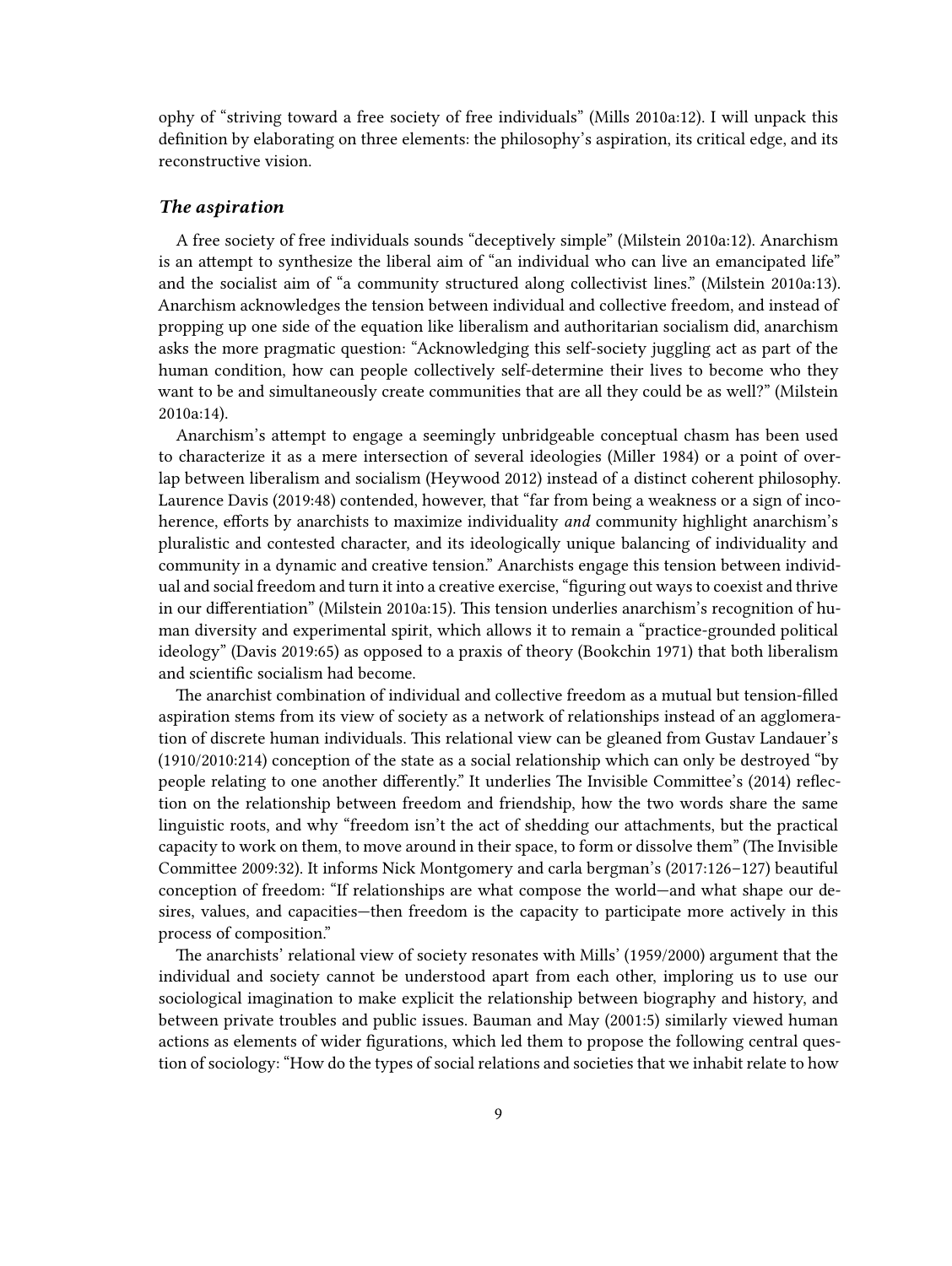ophy of "striving toward a free society of free individuals" (Mills 2010a:12). I will unpack this definition by elaborating on three elements: the philosophy's aspiration, its critical edge, and its reconstructive vision.

### *The aspiration*

A free society of free individuals sounds "deceptively simple" (Milstein 2010a:12). Anarchism is an attempt to synthesize the liberal aim of "an individual who can live an emancipated life" and the socialist aim of "a community structured along collectivist lines." (Milstein 2010a:13). Anarchism acknowledges the tension between individual and collective freedom, and instead of propping up one side of the equation like liberalism and authoritarian socialism did, anarchism asks the more pragmatic question: "Acknowledging this self-society juggling act as part of the human condition, how can people collectively self-determine their lives to become who they want to be and simultaneously create communities that are all they could be as well?" (Milstein 2010a:14).

Anarchism's attempt to engage a seemingly unbridgeable conceptual chasm has been used to characterize it as a mere intersection of several ideologies (Miller 1984) or a point of overlap between liberalism and socialism (Heywood 2012) instead of a distinct coherent philosophy. Laurence Davis (2019:48) contended, however, that "far from being a weakness or a sign of incoherence, efforts by anarchists to maximize individuality *and* community highlight anarchism's pluralistic and contested character, and its ideologically unique balancing of individuality and community in a dynamic and creative tension." Anarchists engage this tension between individual and social freedom and turn it into a creative exercise, "figuring out ways to coexist and thrive in our differentiation" (Milstein 2010a:15). This tension underlies anarchism's recognition of human diversity and experimental spirit, which allows it to remain a "practice-grounded political ideology" (Davis 2019:65) as opposed to a praxis of theory (Bookchin 1971) that both liberalism and scientific socialism had become.

The anarchist combination of individual and collective freedom as a mutual but tension-filled aspiration stems from its view of society as a network of relationships instead of an agglomeration of discrete human individuals. This relational view can be gleaned from Gustav Landauer's (1910/2010:214) conception of the state as a social relationship which can only be destroyed "by people relating to one another differently." It underlies The Invisible Committee's (2014) reflection on the relationship between freedom and friendship, how the two words share the same linguistic roots, and why "freedom isn't the act of shedding our attachments, but the practical capacity to work on them, to move around in their space, to form or dissolve them" (The Invisible Committee 2009:32). It informs Nick Montgomery and carla bergman's (2017:126–127) beautiful conception of freedom: "If relationships are what compose the world—and what shape our desires, values, and capacities—then freedom is the capacity to participate more actively in this process of composition."

The anarchists' relational view of society resonates with Mills' (1959/2000) argument that the individual and society cannot be understood apart from each other, imploring us to use our sociological imagination to make explicit the relationship between biography and history, and between private troubles and public issues. Bauman and May (2001:5) similarly viewed human actions as elements of wider figurations, which led them to propose the following central question of sociology: "How do the types of social relations and societies that we inhabit relate to how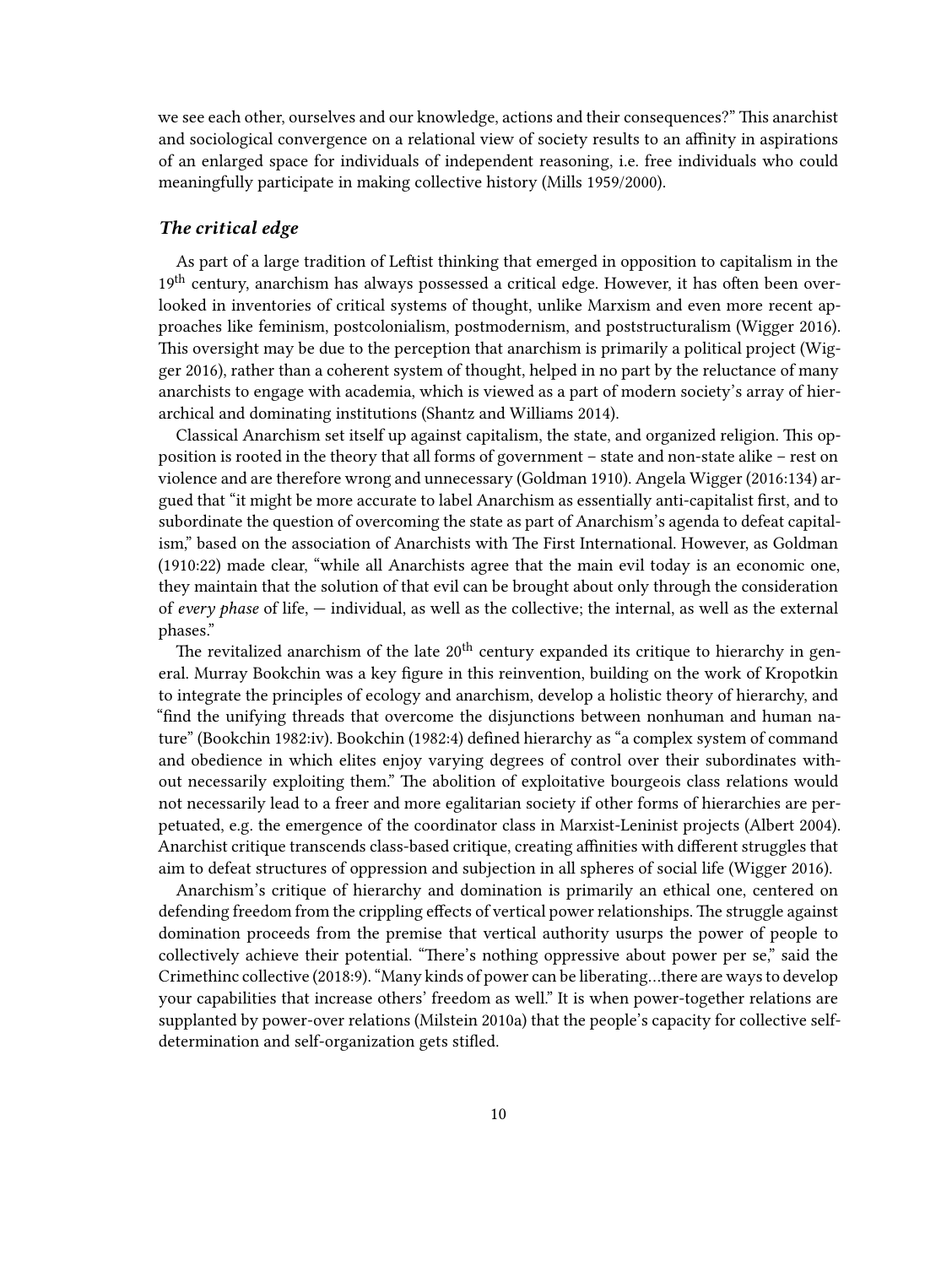we see each other, ourselves and our knowledge, actions and their consequences?" This anarchist and sociological convergence on a relational view of society results to an affinity in aspirations of an enlarged space for individuals of independent reasoning, i.e. free individuals who could meaningfully participate in making collective history (Mills 1959/2000).

### *The critical edge*

As part of a large tradition of Leftist thinking that emerged in opposition to capitalism in the 19th century, anarchism has always possessed a critical edge. However, it has often been overlooked in inventories of critical systems of thought, unlike Marxism and even more recent approaches like feminism, postcolonialism, postmodernism, and poststructuralism (Wigger 2016). This oversight may be due to the perception that anarchism is primarily a political project (Wigger 2016), rather than a coherent system of thought, helped in no part by the reluctance of many anarchists to engage with academia, which is viewed as a part of modern society's array of hierarchical and dominating institutions (Shantz and Williams 2014).

Classical Anarchism set itself up against capitalism, the state, and organized religion. This opposition is rooted in the theory that all forms of government – state and non-state alike – rest on violence and are therefore wrong and unnecessary (Goldman 1910). Angela Wigger (2016:134) argued that "it might be more accurate to label Anarchism as essentially anti-capitalist first, and to subordinate the question of overcoming the state as part of Anarchism's agenda to defeat capitalism," based on the association of Anarchists with The First International. However, as Goldman (1910:22) made clear, "while all Anarchists agree that the main evil today is an economic one, they maintain that the solution of that evil can be brought about only through the consideration of *every phase* of life, — individual, as well as the collective; the internal, as well as the external phases."

The revitalized anarchism of the late 20th century expanded its critique to hierarchy in general. Murray Bookchin was a key figure in this reinvention, building on the work of Kropotkin to integrate the principles of ecology and anarchism, develop a holistic theory of hierarchy, and "find the unifying threads that overcome the disjunctions between nonhuman and human nature" (Bookchin 1982:iv). Bookchin (1982:4) defined hierarchy as "a complex system of command and obedience in which elites enjoy varying degrees of control over their subordinates without necessarily exploiting them." The abolition of exploitative bourgeois class relations would not necessarily lead to a freer and more egalitarian society if other forms of hierarchies are perpetuated, e.g. the emergence of the coordinator class in Marxist-Leninist projects (Albert 2004). Anarchist critique transcends class-based critique, creating affinities with different struggles that aim to defeat structures of oppression and subjection in all spheres of social life (Wigger 2016).

Anarchism's critique of hierarchy and domination is primarily an ethical one, centered on defending freedom from the crippling effects of vertical power relationships. The struggle against domination proceeds from the premise that vertical authority usurps the power of people to collectively achieve their potential. "There's nothing oppressive about power per se," said the Crimethinc collective (2018:9). "Many kinds of power can be liberating…there are ways to develop your capabilities that increase others' freedom as well." It is when power-together relations are supplanted by power-over relations (Milstein 2010a) that the people's capacity for collective self-determination and self-organization gets stifled.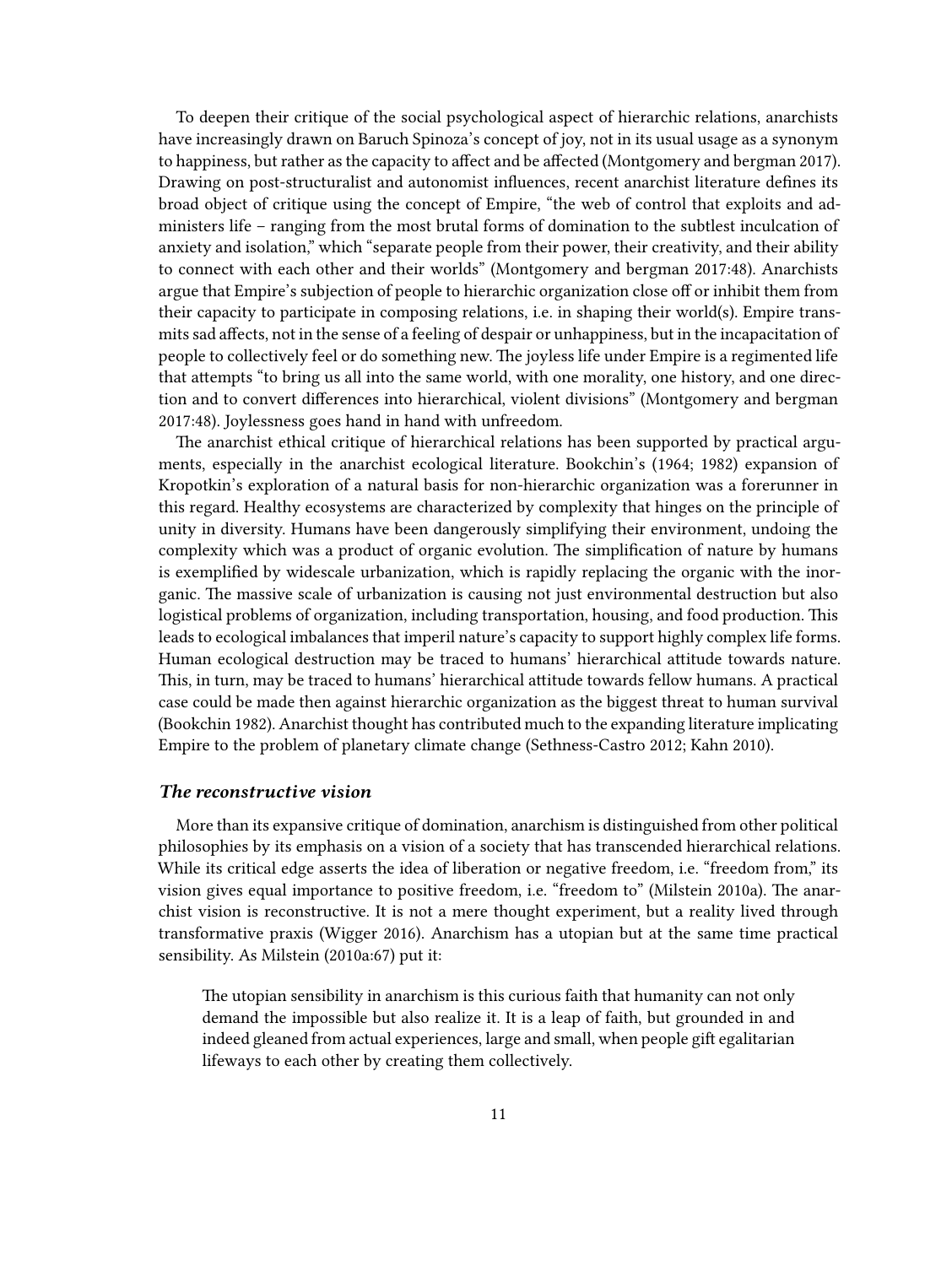To deepen their critique of the social psychological aspect of hierarchic relations, anarchists have increasingly drawn on Baruch Spinoza's concept of joy, not in its usual usage as a synonym to happiness, but rather as the capacity to affect and be affected (Montgomery and bergman 2017). Drawing on post-structuralist and autonomist influences, recent anarchist literature defines its broad object of critique using the concept of Empire, "the web of control that exploits and administers life – ranging from the most brutal forms of domination to the subtlest inculcation of anxiety and isolation," which "separate people from their power, their creativity, and their ability to connect with each other and their worlds" (Montgomery and bergman 2017:48). Anarchists argue that Empire's subjection of people to hierarchic organization close off or inhibit them from their capacity to participate in composing relations, i.e. in shaping their world(s). Empire transmits sad affects, not in the sense of a feeling of despair or unhappiness, but in the incapacitation of people to collectively feel or do something new. The joyless life under Empire is a regimented life that attempts "to bring us all into the same world, with one morality, one history, and one direction and to convert differences into hierarchical, violent divisions" (Montgomery and bergman 2017:48). Joylessness goes hand in hand with unfreedom.

The anarchist ethical critique of hierarchical relations has been supported by practical arguments, especially in the anarchist ecological literature. Bookchin's (1964; 1982) expansion of Kropotkin's exploration of a natural basis for non-hierarchic organization was a forerunner in this regard. Healthy ecosystems are characterized by complexity that hinges on the principle of unity in diversity. Humans have been dangerously simplifying their environment, undoing the complexity which was a product of organic evolution. The simplification of nature by humans is exemplified by widescale urbanization, which is rapidly replacing the organic with the inorganic. The massive scale of urbanization is causing not just environmental destruction but also logistical problems of organization, including transportation, housing, and food production. This leads to ecological imbalances that imperil nature's capacity to support highly complex life forms. Human ecological destruction may be traced to humans' hierarchical attitude towards nature. This, in turn, may be traced to humans' hierarchical attitude towards fellow humans. A practical case could be made then against hierarchic organization as the biggest threat to human survival (Bookchin 1982). Anarchist thought has contributed much to the expanding literature implicating Empire to the problem of planetary climate change (Sethness-Castro 2012; Kahn 2010).

### *The reconstructive vision*

More than its expansive critique of domination, anarchism is distinguished from other political philosophies by its emphasis on a vision of a society that has transcended hierarchical relations. While its critical edge asserts the idea of liberation or negative freedom, i.e. "freedom from," its vision gives equal importance to positive freedom, i.e. "freedom to" (Milstein 2010a). The anarchist vision is reconstructive. It is not a mere thought experiment, but a reality lived through transformative praxis (Wigger 2016). Anarchism has a utopian but at the same time practical sensibility. As Milstein (2010a:67) put it:

> The utopian sensibility in anarchism is this curious faith that humanity can not only demand the impossible but also realize it. It is a leap of faith, but grounded in and indeed gleaned from actual experiences, large and small, when people gift egalitarian lifeways to each other by creating them collectively.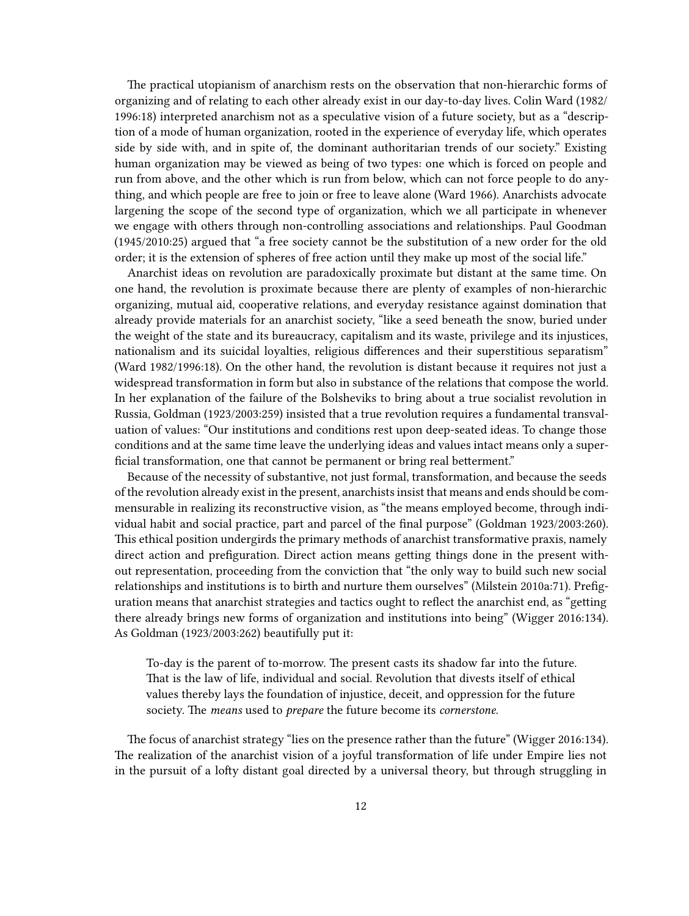The practical utopianism of anarchism rests on the observation that non-hierarchic forms of organizing and of relating to each other already exist in our day-to-day lives. Colin Ward (1982/1996:18) interpreted anarchism not as a speculative vision of a future society, but as a "description of a mode of human organization, rooted in the experience of everyday life, which operates side by side with, and in spite of, the dominant authoritarian trends of our society." Existing human organization may be viewed as being of two types: one which is forced on people and run from above, and the other which is run from below, which can not force people to do anything, and which people are free to join or free to leave alone (Ward 1966). Anarchists advocate largening the scope of the second type of organization, which we all participate in whenever we engage with others through non-controlling associations and relationships. Paul Goodman (1945/2010:25) argued that "a free society cannot be the substitution of a new order for the old order; it is the extension of spheres of free action until they make up most of the social life."

Anarchist ideas on revolution are paradoxically proximate but distant at the same time. On one hand, the revolution is proximate because there are plenty of examples of non-hierarchic organizing, mutual aid, cooperative relations, and everyday resistance against domination that already provide materials for an anarchist society, "like a seed beneath the snow, buried under the weight of the state and its bureaucracy, capitalism and its waste, privilege and its injustices, nationalism and its suicidal loyalties, religious differences and their superstitious separatism" (Ward 1982/1996:18). On the other hand, the revolution is distant because it requires not just a widespread transformation in form but also in substance of the relations that compose the world. In her explanation of the failure of the Bolsheviks to bring about a true socialist revolution in Russia, Goldman (1923/2003:259) insisted that a true revolution requires a fundamental transvaluation of values: "Our institutions and conditions rest upon deep-seated ideas. To change those conditions and at the same time leave the underlying ideas and values intact means only a superficial transformation, one that cannot be permanent or bring real betterment."

Because of the necessity of substantive, not just formal, transformation, and because the seeds of the revolution already exist in the present, anarchists insist that means and ends should be commensurable in realizing its reconstructive vision, as "the means employed become, through individual habit and social practice, part and parcel of the final purpose" (Goldman 1923/2003:260). This ethical position undergirds the primary methods of anarchist transformative praxis, namely direct action and prefiguration. Direct action means getting things done in the present without representation, proceeding from the conviction that "the only way to build such new social relationships and institutions is to birth and nurture them ourselves" (Milstein 2010a:71). Prefiguration means that anarchist strategies and tactics ought to reflect the anarchist end, as "getting there already brings new forms of organization and institutions into being" (Wigger 2016:134). As Goldman (1923/2003:262) beautifully put it:

> To-day is the parent of to-morrow. The present casts its shadow far into the future. That is the law of life, individual and social. Revolution that divests itself of ethical values thereby lays the foundation of injustice, deceit, and oppression for the future society. The *means* used to *prepare* the future become its *cornerstone*.

The focus of anarchist strategy "lies on the presence rather than the future" (Wigger 2016:134). The realization of the anarchist vision of a joyful transformation of life under Empire lies not in the pursuit of a lofty distant goal directed by a universal theory, but through struggling in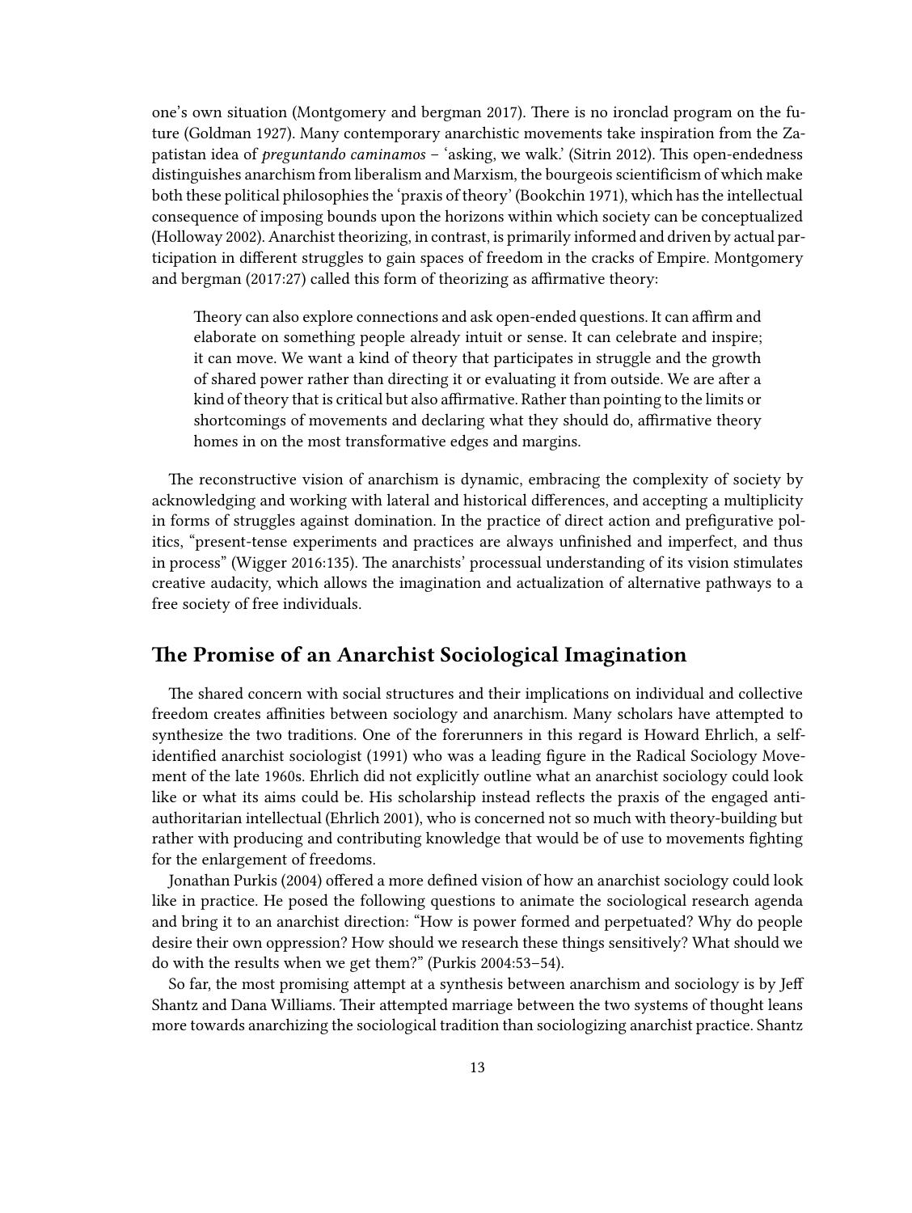one's own situation (Montgomery and bergman 2017). There is no ironclad program on the future (Goldman 1927). Many contemporary anarchistic movements take inspiration from the Zapatistan idea of *preguntando caminamos* – 'asking, we walk.' (Sitrin 2012). This open-endedness distinguishes anarchism from liberalism and Marxism, the bourgeois scientificism of which make both these political philosophies the 'praxis of theory' (Bookchin 1971), which has the intellectual consequence of imposing bounds upon the horizons within which society can be conceptualized (Holloway 2002). Anarchist theorizing, in contrast, is primarily informed and driven by actual participation in different struggles to gain spaces of freedom in the cracks of Empire. Montgomery and bergman (2017:27) called this form of theorizing as affirmative theory:

> Theory can also explore connections and ask open-ended questions. It can affirm and elaborate on something people already intuit or sense. It can celebrate and inspire; it can move. We want a kind of theory that participates in struggle and the growth of shared power rather than directing it or evaluating it from outside. We are after a kind of theory that is critical but also affirmative. Rather than pointing to the limits or shortcomings of movements and declaring what they should do, affirmative theory homes in on the most transformative edges and margins.

The reconstructive vision of anarchism is dynamic, embracing the complexity of society by acknowledging and working with lateral and historical differences, and accepting a multiplicity in forms of struggles against domination. In the practice of direct action and prefigurative politics, "present-tense experiments and practices are always unfinished and imperfect, and thus in process" (Wigger 2016:135). The anarchists' processual understanding of its vision stimulates creative audacity, which allows the imagination and actualization of alternative pathways to a free society of free individuals.

## The Promise of an Anarchist Sociological Imagination

The shared concern with social structures and their implications on individual and collective freedom creates affinities between sociology and anarchism. Many scholars have attempted to synthesize the two traditions. One of the forerunners in this regard is Howard Ehrlich, a self-identified anarchist sociologist (1991) who was a leading figure in the Radical Sociology Movement of the late 1960s. Ehrlich did not explicitly outline what an anarchist sociology could look like or what its aims could be. His scholarship instead reflects the praxis of the engaged anti-authoritarian intellectual (Ehrlich 2001), who is concerned not so much with theory-building but rather with producing and contributing knowledge that would be of use to movements fighting for the enlargement of freedoms.

Jonathan Purkis (2004) offered a more defined vision of how an anarchist sociology could look like in practice. He posed the following questions to animate the sociological research agenda and bring it to an anarchist direction: "How is power formed and perpetuated? Why do people desire their own oppression? How should we research these things sensitively? What should we do with the results when we get them?" (Purkis 2004:53–54).

So far, the most promising attempt at a synthesis between anarchism and sociology is by Jeff Shantz and Dana Williams. Their attempted marriage between the two systems of thought leans more towards anarchizing the sociological tradition than sociologizing anarchist practice. Shantz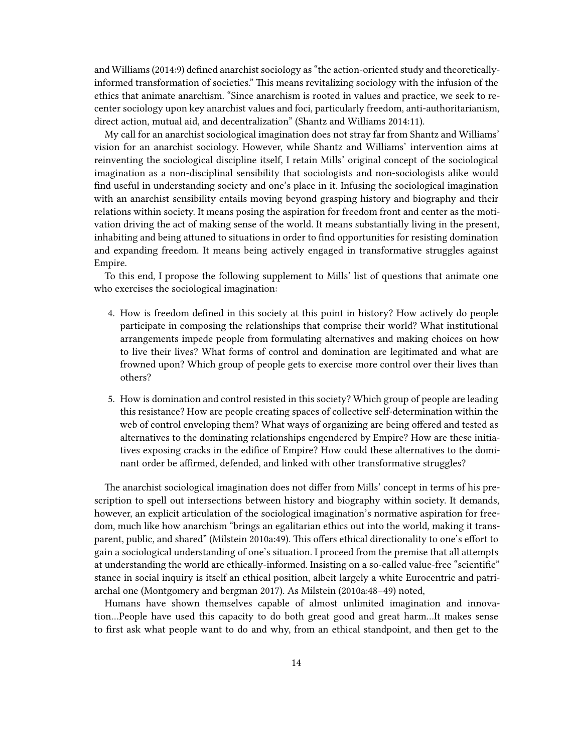and Williams (2014:9) defined anarchist sociology as "the action-oriented study and theoretically-informed transformation of societies." This means revitalizing sociology with the infusion of the ethics that animate anarchism. "Since anarchism is rooted in values and practice, we seek to re-center sociology upon key anarchist values and foci, particularly freedom, anti-authoritarianism, direct action, mutual aid, and decentralization" (Shantz and Williams 2014:11).

My call for an anarchist sociological imagination does not stray far from Shantz and Williams' vision for an anarchist sociology. However, while Shantz and Williams' intervention aims at reinventing the sociological discipline itself, I retain Mills' original concept of the sociological imagination as a non-disciplinal sensibility that sociologists and non-sociologists alike would find useful in understanding society and one's place in it. Infusing the sociological imagination with an anarchist sensibility entails moving beyond grasping history and biography and their relations within society. It means posing the aspiration for freedom front and center as the motivation driving the act of making sense of the world. It means substantially living in the present, inhabiting and being attuned to situations in order to find opportunities for resisting domination and expanding freedom. It means being actively engaged in transformative struggles against Empire.

To this end, I propose the following supplement to Mills' list of questions that animate one who exercises the sociological imagination:

4. How is freedom defined in this society at this point in history? How actively do people participate in composing the relationships that comprise their world? What institutional arrangements impede people from formulating alternatives and making choices on how to live their lives? What forms of control and domination are legitimated and what are frowned upon? Which group of people gets to exercise more control over their lives than others?

5. How is domination and control resisted in this society? Which group of people are leading this resistance? How are people creating spaces of collective self-determination within the web of control enveloping them? What ways of organizing are being offered and tested as alternatives to the dominating relationships engendered by Empire? How are these initiatives exposing cracks in the edifice of Empire? How could these alternatives to the dominant order be affirmed, defended, and linked with other transformative struggles?

The anarchist sociological imagination does not differ from Mills' concept in terms of his prescription to spell out intersections between history and biography within society. It demands, however, an explicit articulation of the sociological imagination's normative aspiration for freedom, much like how anarchism "brings an egalitarian ethics out into the world, making it transparent, public, and shared" (Milstein 2010a:49). This offers ethical directionality to one's effort to gain a sociological understanding of one's situation. I proceed from the premise that all attempts at understanding the world are ethically-informed. Insisting on a so-called value-free "scientific" stance in social inquiry is itself an ethical position, albeit largely a white Eurocentric and patriarchal one (Montgomery and bergman 2017). As Milstein (2010a:48–49) noted,

Humans have shown themselves capable of almost unlimited imagination and innovation…People have used this capacity to do both great good and great harm…It makes sense to first ask what people want to do and why, from an ethical standpoint, and then get to the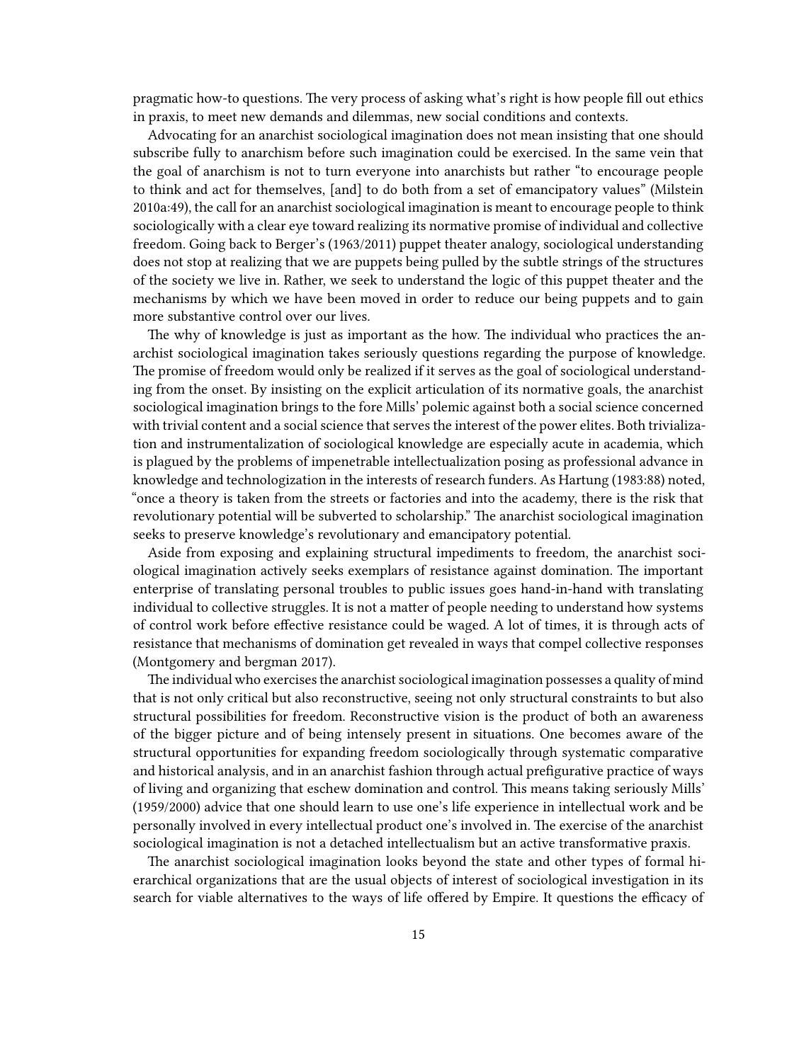pragmatic how-to questions. The very process of asking what's right is how people fill out ethics in praxis, to meet new demands and dilemmas, new social conditions and contexts.

Advocating for an anarchist sociological imagination does not mean insisting that one should subscribe fully to anarchism before such imagination could be exercised. In the same vein that the goal of anarchism is not to turn everyone into anarchists but rather "to encourage people to think and act for themselves, [and] to do both from a set of emancipatory values" (Milstein 2010a:49), the call for an anarchist sociological imagination is meant to encourage people to think sociologically with a clear eye toward realizing its normative promise of individual and collective freedom. Going back to Berger's (1963/2011) puppet theater analogy, sociological understanding does not stop at realizing that we are puppets being pulled by the subtle strings of the structures of the society we live in. Rather, we seek to understand the logic of this puppet theater and the mechanisms by which we have been moved in order to reduce our being puppets and to gain more substantive control over our lives.

The why of knowledge is just as important as the how. The individual who practices the anarchist sociological imagination takes seriously questions regarding the purpose of knowledge. The promise of freedom would only be realized if it serves as the goal of sociological understanding from the onset. By insisting on the explicit articulation of its normative goals, the anarchist sociological imagination brings to the fore Mills' polemic against both a social science concerned with trivial content and a social science that serves the interest of the power elites. Both trivialization and instrumentalization of sociological knowledge are especially acute in academia, which is plagued by the problems of impenetrable intellectualization posing as professional advance in knowledge and technologization in the interests of research funders. As Hartung (1983:88) noted, "once a theory is taken from the streets or factories and into the academy, there is the risk that revolutionary potential will be subverted to scholarship." The anarchist sociological imagination seeks to preserve knowledge's revolutionary and emancipatory potential.

Aside from exposing and explaining structural impediments to freedom, the anarchist sociological imagination actively seeks exemplars of resistance against domination. The important enterprise of translating personal troubles to public issues goes hand-in-hand with translating individual to collective struggles. It is not a matter of people needing to understand how systems of control work before effective resistance could be waged. A lot of times, it is through acts of resistance that mechanisms of domination get revealed in ways that compel collective responses (Montgomery and bergman 2017).

The individual who exercises the anarchist sociological imagination possesses a quality of mind that is not only critical but also reconstructive, seeing not only structural constraints to but also structural possibilities for freedom. Reconstructive vision is the product of both an awareness of the bigger picture and of being intensely present in situations. One becomes aware of the structural opportunities for expanding freedom sociologically through systematic comparative and historical analysis, and in an anarchist fashion through actual prefigurative practice of ways of living and organizing that eschew domination and control. This means taking seriously Mills' (1959/2000) advice that one should learn to use one's life experience in intellectual work and be personally involved in every intellectual product one's involved in. The exercise of the anarchist sociological imagination is not a detached intellectualism but an active transformative praxis.

The anarchist sociological imagination looks beyond the state and other types of formal hierarchical organizations that are the usual objects of interest of sociological investigation in its search for viable alternatives to the ways of life offered by Empire. It questions the efficacy of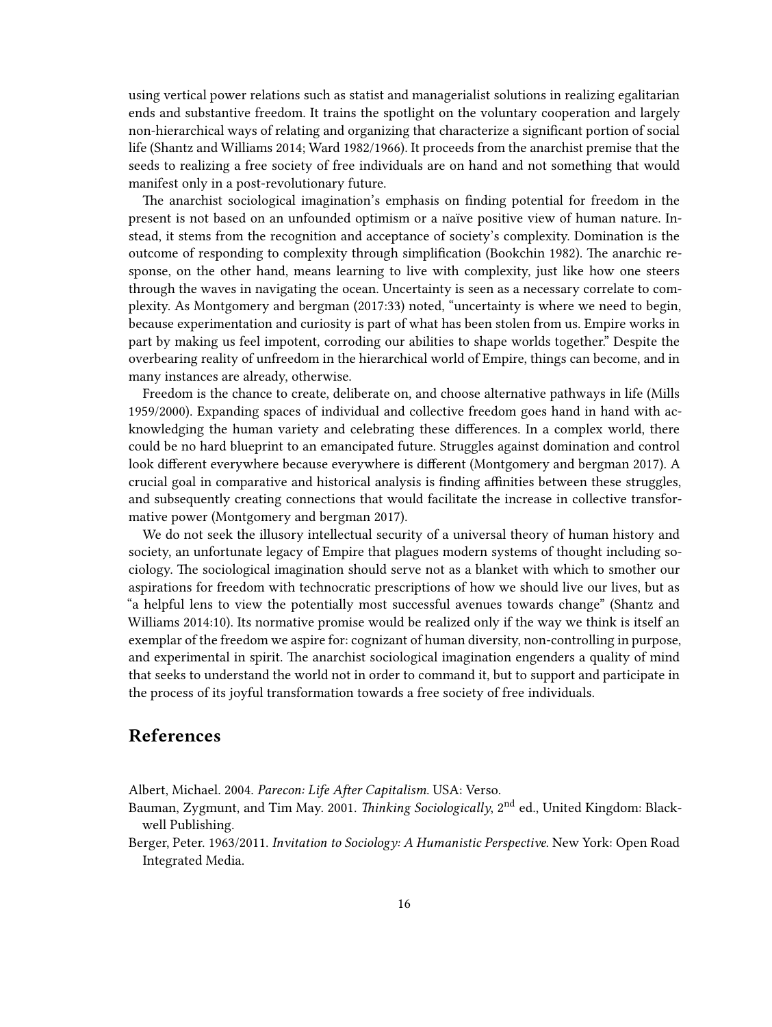using vertical power relations such as statist and managerialist solutions in realizing egalitarian ends and substantive freedom. It trains the spotlight on the voluntary cooperation and largely non-hierarchical ways of relating and organizing that characterize a significant portion of social life (Shantz and Williams 2014; Ward 1982/1966). It proceeds from the anarchist premise that the seeds to realizing a free society of free individuals are on hand and not something that would manifest only in a post-revolutionary future.

The anarchist sociological imagination's emphasis on finding potential for freedom in the present is not based on an unfounded optimism or a naïve positive view of human nature. Instead, it stems from the recognition and acceptance of society's complexity. Domination is the outcome of responding to complexity through simplification (Bookchin 1982). The anarchic response, on the other hand, means learning to live with complexity, just like how one steers through the waves in navigating the ocean. Uncertainty is seen as a necessary correlate to complexity. As Montgomery and bergman (2017:33) noted, "uncertainty is where we need to begin, because experimentation and curiosity is part of what has been stolen from us. Empire works in part by making us feel impotent, corroding our abilities to shape worlds together." Despite the overbearing reality of unfreedom in the hierarchical world of Empire, things can become, and in many instances are already, otherwise.

Freedom is the chance to create, deliberate on, and choose alternative pathways in life (Mills 1959/2000). Expanding spaces of individual and collective freedom goes hand in hand with acknowledging the human variety and celebrating these differences. In a complex world, there could be no hard blueprint to an emancipated future. Struggles against domination and control look different everywhere because everywhere is different (Montgomery and bergman 2017). A crucial goal in comparative and historical analysis is finding affinities between these struggles, and subsequently creating connections that would facilitate the increase in collective transformative power (Montgomery and bergman 2017).

We do not seek the illusory intellectual security of a universal theory of human history and society, an unfortunate legacy of Empire that plagues modern systems of thought including sociology. The sociological imagination should serve not as a blanket with which to smother our aspirations for freedom with technocratic prescriptions of how we should live our lives, but as "a helpful lens to view the potentially most successful avenues towards change" (Shantz and Williams 2014:10). Its normative promise would be realized only if the way we think is itself an exemplar of the freedom we aspire for: cognizant of human diversity, non-controlling in purpose, and experimental in spirit. The anarchist sociological imagination engenders a quality of mind that seeks to understand the world not in order to command it, but to support and participate in the process of its joyful transformation towards a free society of free individuals.

## References

Albert, Michael. 2004. *Parecon: Life After Capitalism*. USA: Verso.

Bauman, Zygmunt, and Tim May. 2001. *Thinking Sociologically*, 2nd ed., United Kingdom: Blackwell Publishing.

Berger, Peter. 1963/2011. *Invitation to Sociology: A Humanistic Perspective*. New York: Open Road Integrated Media.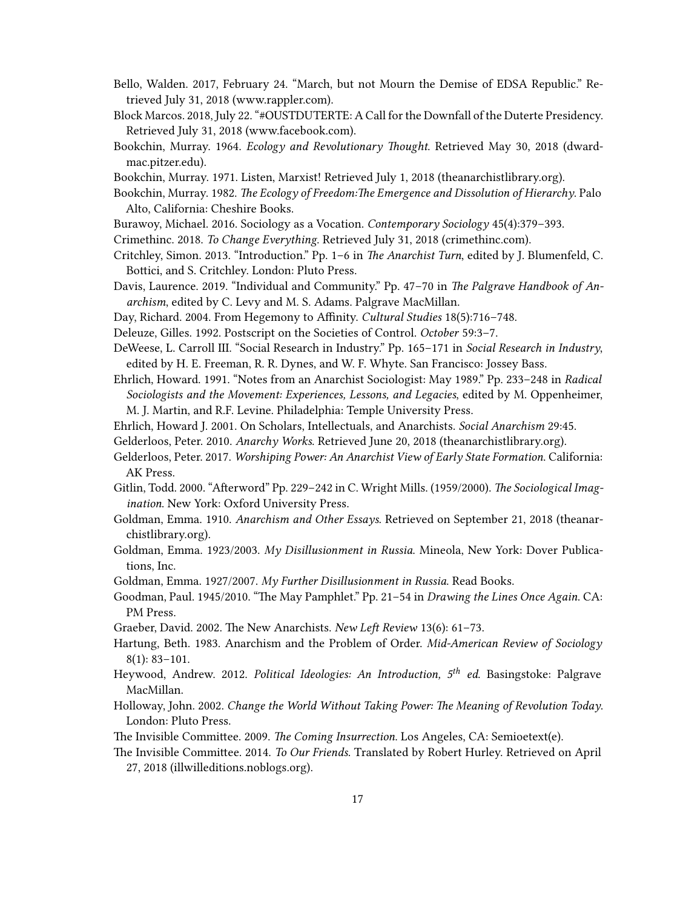Bello, Walden. 2017, February 24. "March, but not Mourn the Demise of EDSA Republic." Retrieved July 31, 2018 (www.rappler.com).

Block Marcos. 2018, July 22. "#OUSTDUTERTE: A Call for the Downfall of the Duterte Presidency. Retrieved July 31, 2018 (www.facebook.com).

Bookchin, Murray. 1964. *Ecology and Revolutionary Thought.* Retrieved May 30, 2018 (dwardmac.pitzer.edu).

Bookchin, Murray. 1971. Listen, Marxist! Retrieved July 1, 2018 (theanarchistlibrary.org).

Bookchin, Murray. 1982. *The Ecology of Freedom:The Emergence and Dissolution of Hierarchy.* Palo Alto, California: Cheshire Books.

Burawoy, Michael. 2016. Sociology as a Vocation. *Contemporary Sociology* 45(4):379–393.

Crimethinc. 2018. *To Change Everything.* Retrieved July 31, 2018 (crimethinc.com).

Critchley, Simon. 2013. "Introduction." Pp. 1–6 in *The Anarchist Turn*, edited by J. Blumenfeld, C. Botticí, and S. Critchley. London: Pluto Press.

Davis, Laurence. 2019. "Individual and Community." Pp. 47–70 in *The Palgrave Handbook of Anarchism*, edited by C. Levy and M. S. Adams. Palgrave MacMillan.

Day, Richard. 2004. From Hegemony to Affinity. *Cultural Studies* 18(5):716–748.

Deleuze, Gilles. 1992. Postscript on the Societies of Control. *October* 59:3–7.

DeWeese, L. Carroll III. "Social Research in Industry." Pp. 165–171 in *Social Research in Industry*, edited by H. E. Freeman, R. R. Dynes, and W. F. Whyte. San Francisco: Jossey Bass.

Ehrlich, Howard. 1991. "Notes from an Anarchist Sociologist: May 1989." Pp. 233–248 in *Radical Sociologists and the Movement: Experiences, Lessons, and Legacies*, edited by M. Oppenheimer, M. J. Martin, and R.F. Levine. Philadelphia: Temple University Press.

Ehrlich, Howard J. 2001. On Scholars, Intellectuals, and Anarchists. *Social Anarchism* 29:45.

Gelderloos, Peter. 2010. *Anarchy Works*. Retrieved June 20, 2018 (theanarchistlibrary.org).

Gelderloos, Peter. 2017. *Worshiping Power: An Anarchist View of Early State Formation.* California: AK Press.

Gitlin, Todd. 2000. "Afterword" Pp. 229–242 in C. Wright Mills. (1959/2000). *The Sociological Imagination*. New York: Oxford University Press.

Goldman, Emma. 1910. *Anarchism and Other Essays*. Retrieved on September 21, 2018 (theanarchistlibrary.org).

Goldman, Emma. 1923/2003. *My Disillusionment in Russia*. Mineola, New York: Dover Publications, Inc.

Goldman, Emma. 1927/2007. *My Further Disillusionment in Russia*. Read Books.

Goodman, Paul. 1945/2010. "The May Pamphlet." Pp. 21–54 in *Drawing the Lines Once Again*. CA: PM Press.

Graeber, David. 2002. The New Anarchists. *New Left Review* 13(6): 61–73.

Hartung, Beth. 1983. Anarchism and the Problem of Order. *Mid-American Review of Sociology* 8(1): 83–101.

Heywood, Andrew. 2012. *Political Ideologies: An Introduction, 5th ed.* Basingstoke: Palgrave MacMillan.

Holloway, John. 2002. *Change the World Without Taking Power: The Meaning of Revolution Today*. London: Pluto Press.

The Invisible Committee. 2009. *The Coming Insurrection*. Los Angeles, CA: Semioetext(e).

The Invisible Committee. 2014. *To Our Friends*. Translated by Robert Hurley. Retrieved on April 27, 2018 (illwilleditions.noblogs.org).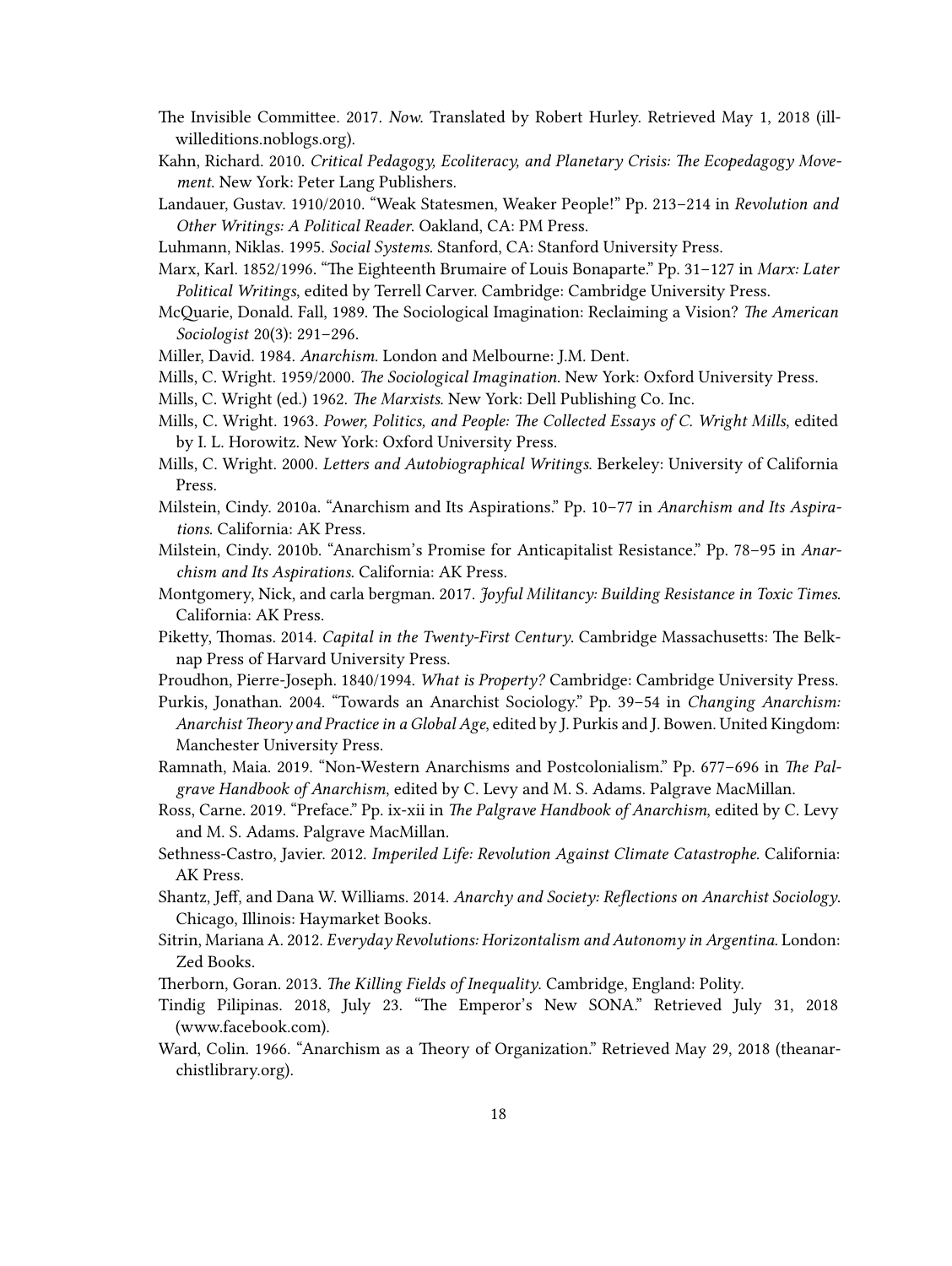The Invisible Committee. 2017. *Now*. Translated by Robert Hurley. Retrieved May 1, 2018 (illwilleditions.noblogs.org).

Kahn, Richard. 2010. *Critical Pedagogy, Ecoliteracy, and Planetary Crisis: The Ecopedagogy Movement*. New York: Peter Lang Publishers.

Landauer, Gustav. 1910/2010. "Weak Statesmen, Weaker People!" Pp. 213–214 in *Revolution and Other Writings: A Political Reader*. Oakland, CA: PM Press.

Luhmann, Niklas. 1995. *Social Systems*. Stanford, CA: Stanford University Press.

Marx, Karl. 1852/1996. "The Eighteenth Brumaire of Louis Bonaparte." Pp. 31–127 in *Marx: Later Political Writings*, edited by Terrell Carver. Cambridge: Cambridge University Press.

McQuarie, Donald. Fall, 1989. The Sociological Imagination: Reclaiming a Vision? *The American Sociologist* 20(3): 291–296.

Miller, David. 1984. *Anarchism*. London and Melbourne: J.M. Dent.

Mills, C. Wright. 1959/2000. *The Sociological Imagination*. New York: Oxford University Press.

Mills, C. Wright (ed.) 1962. *The Marxists*. New York: Dell Publishing Co. Inc.

Mills, C. Wright. 1963. *Power, Politics, and People: The Collected Essays of C. Wright Mills*, edited by I. L. Horowitz. New York: Oxford University Press.

Mills, C. Wright. 2000. *Letters and Autobiographical Writings*. Berkeley: University of California Press.

Milstein, Cindy. 2010a. "Anarchism and Its Aspirations." Pp. 10–77 in *Anarchism and Its Aspirations*. California: AK Press.

Milstein, Cindy. 2010b. "Anarchism's Promise for Anticapitalist Resistance." Pp. 78–95 in *Anarchism and Its Aspirations*. California: AK Press.

Montgomery, Nick, and carla bergman. 2017. *Joyful Militancy: Building Resistance in Toxic Times*. California: AK Press.

Piketty, Thomas. 2014. *Capital in the Twenty-First Century*. Cambridge Massachusetts: The Belknap Press of Harvard University Press.

Proudhon, Pierre-Joseph. 1840/1994. *What is Property?* Cambridge: Cambridge University Press.

Purkis, Jonathan. 2004. "Towards an Anarchist Sociology." Pp. 39–54 in *Changing Anarchism: Anarchist Theory and Practice in a Global Age*, edited by J. Purkis and J. Bowen. United Kingdom: Manchester University Press.

Ramnath, Maia. 2019. "Non-Western Anarchisms and Postcolonialism." Pp. 677–696 in *The Palgrave Handbook of Anarchism*, edited by C. Levy and M. S. Adams. Palgrave MacMillan.

Ross, Carne. 2019. "Preface." Pp. ix-xii in *The Palgrave Handbook of Anarchism*, edited by C. Levy and M. S. Adams. Palgrave MacMillan.

Sethness-Castro, Javier. 2012. *Imperiled Life: Revolution Against Climate Catastrophe*. California: AK Press.

Shantz, Jeff, and Dana W. Williams. 2014. *Anarchy and Society: Reflections on Anarchist Sociology*. Chicago, Illinois: Haymarket Books.

Sitrin, Mariana A. 2012. *Everyday Revolutions: Horizontalism and Autonomy in Argentina*. London: Zed Books.

Therborn, Goran. 2013. *The Killing Fields of Inequality*. Cambridge, England: Polity.

Tindig Pilipinas. 2018, July 23. "The Emperor's New SONA." Retrieved July 31, 2018 (www.facebook.com).

Ward, Colin. 1966. "Anarchism as a Theory of Organization." Retrieved May 29, 2018 (theanarchistlibrary.org).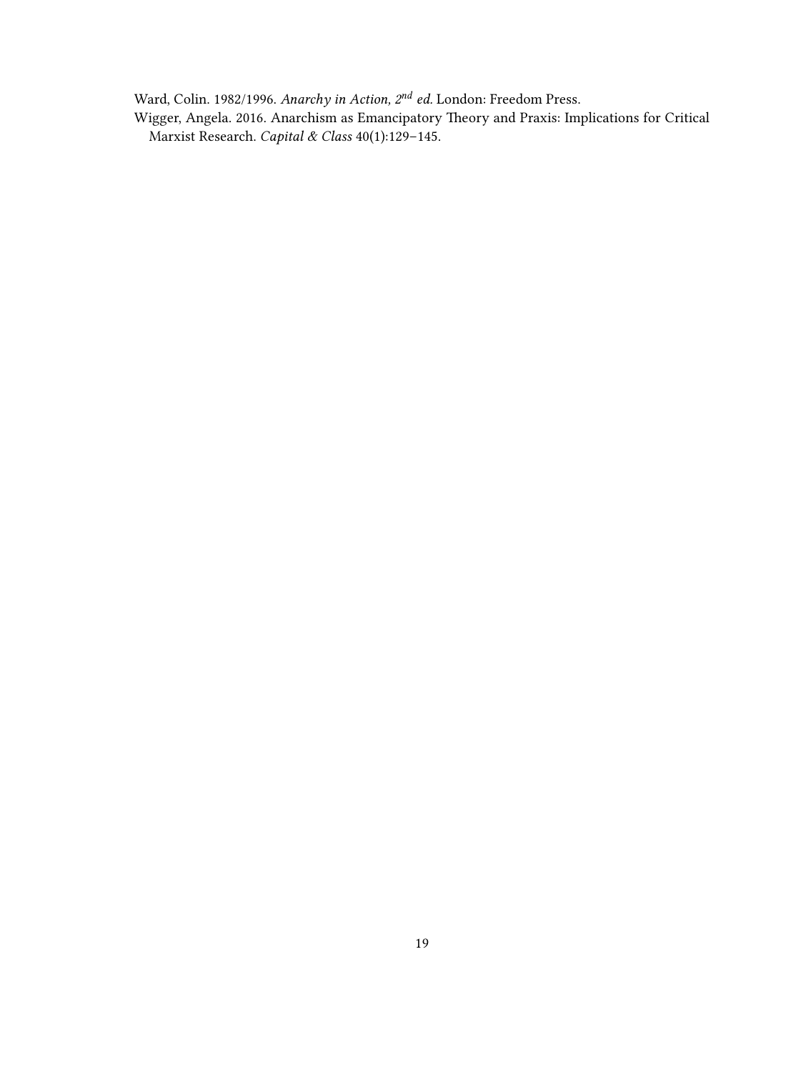Ward, Colin. 1982/1996. *Anarchy in Action, 2nd ed.* London: Freedom Press.

Wigger, Angela. 2016. Anarchism as Emancipatory Theory and Praxis: Implications for Critical Marxist Research. *Capital & Class* 40(1):129–145.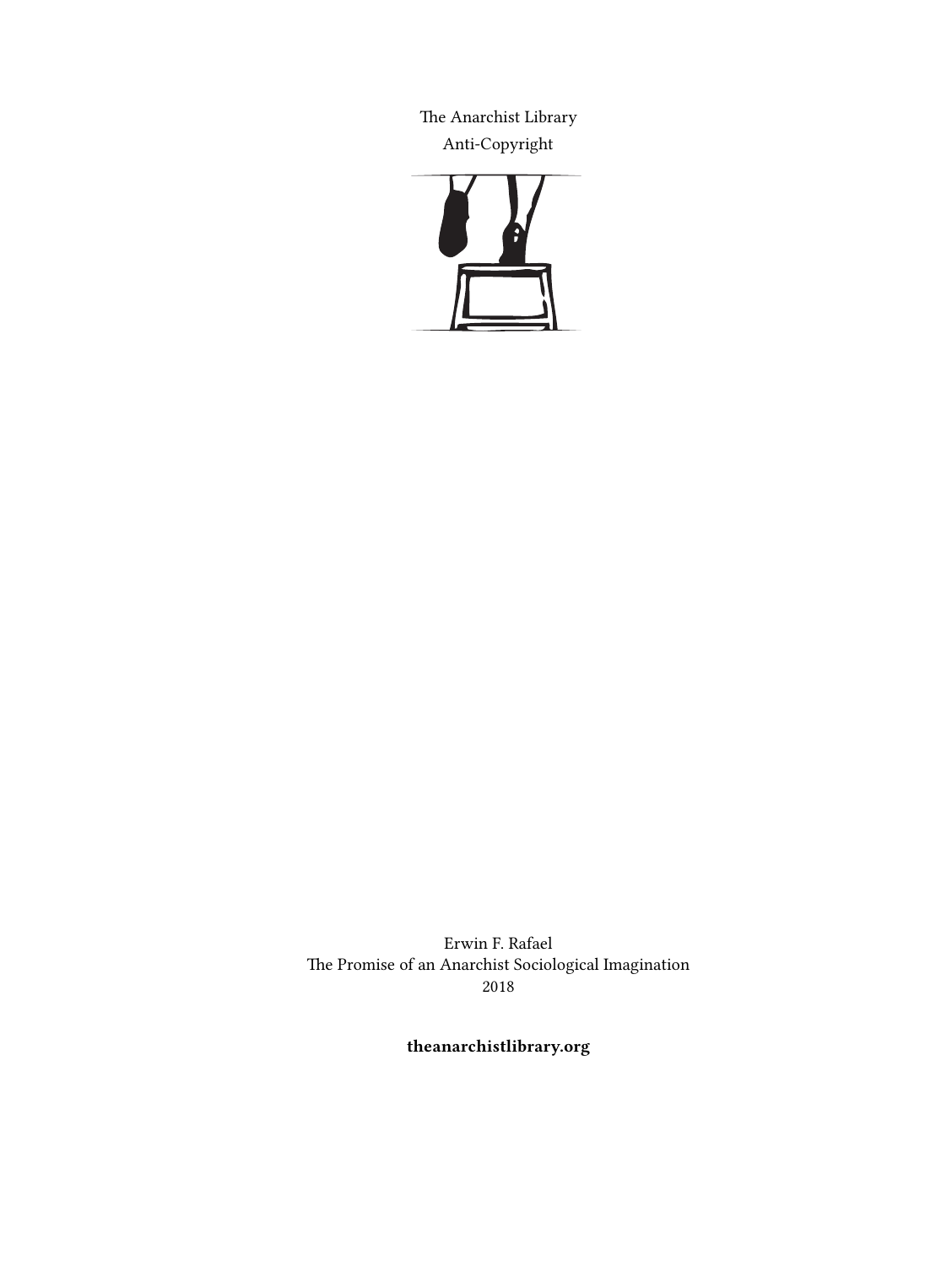The Anarchist Library
Anti-Copyright

Erwin F. Rafael
The Promise of an Anarchist Sociological Imagination
2018

**theanarchistlibrary.org**